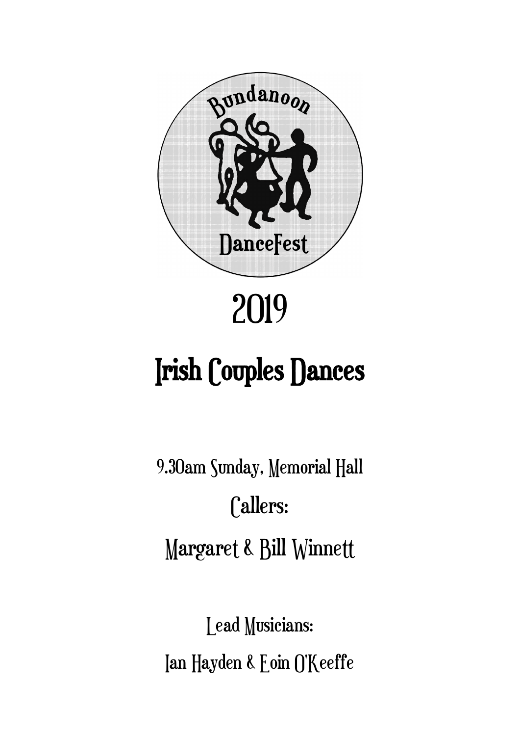Bundanoon

DanceFest

# 2019

# Irish Couples Dances

9.30am Sunday, Memorial Hall

Callers:

Margaret & Bill Winnett

Lead Musicians:

Ian Hayden & Eoin O'Keeffe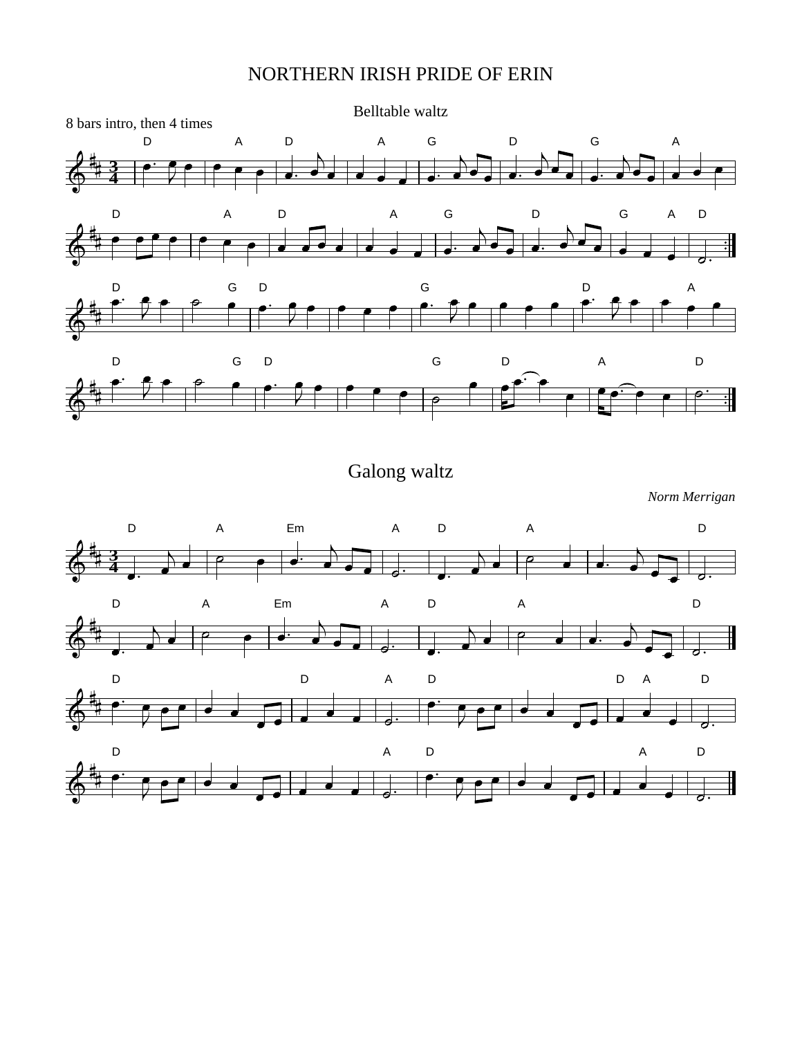# NORTHERN IRISH PRIDE OF ERIN

Belltable waltz

8 bars intro, then 4 times

## Galong waltz

*Norm Merrigan*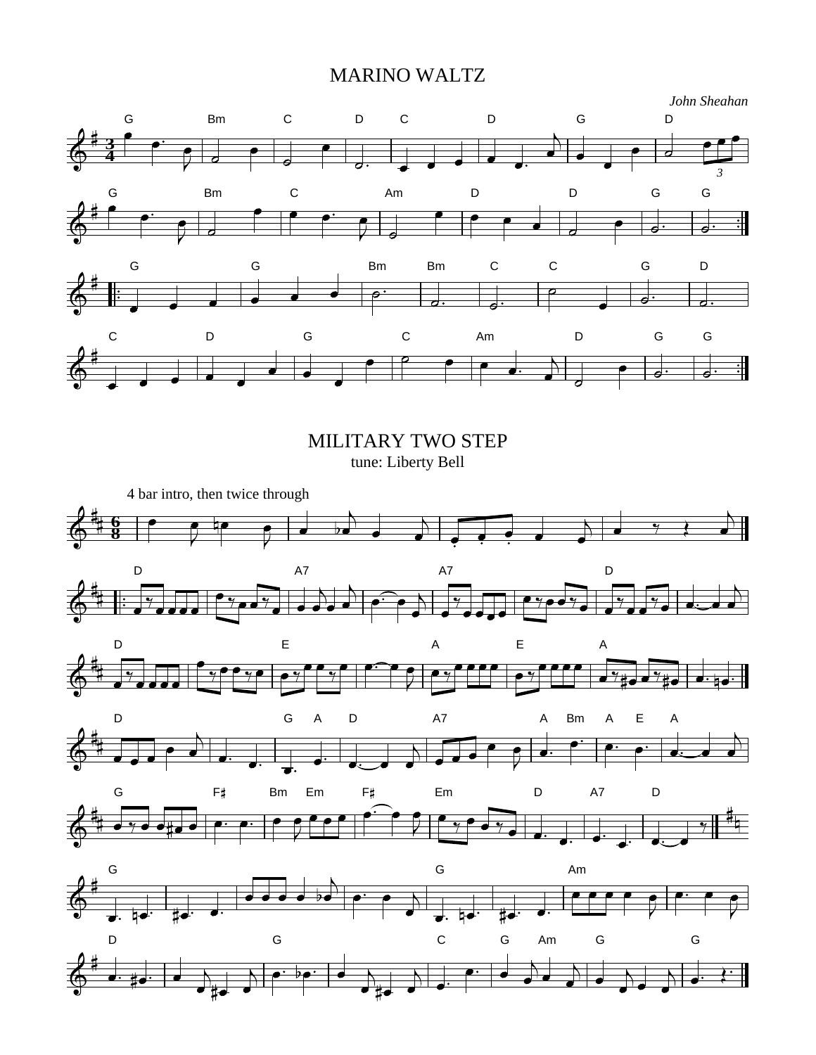# MARINO WALTZ

*John Sheahan*

# MILITARY TWO STEP

tune: Liberty Bell

4 bar intro, then twice through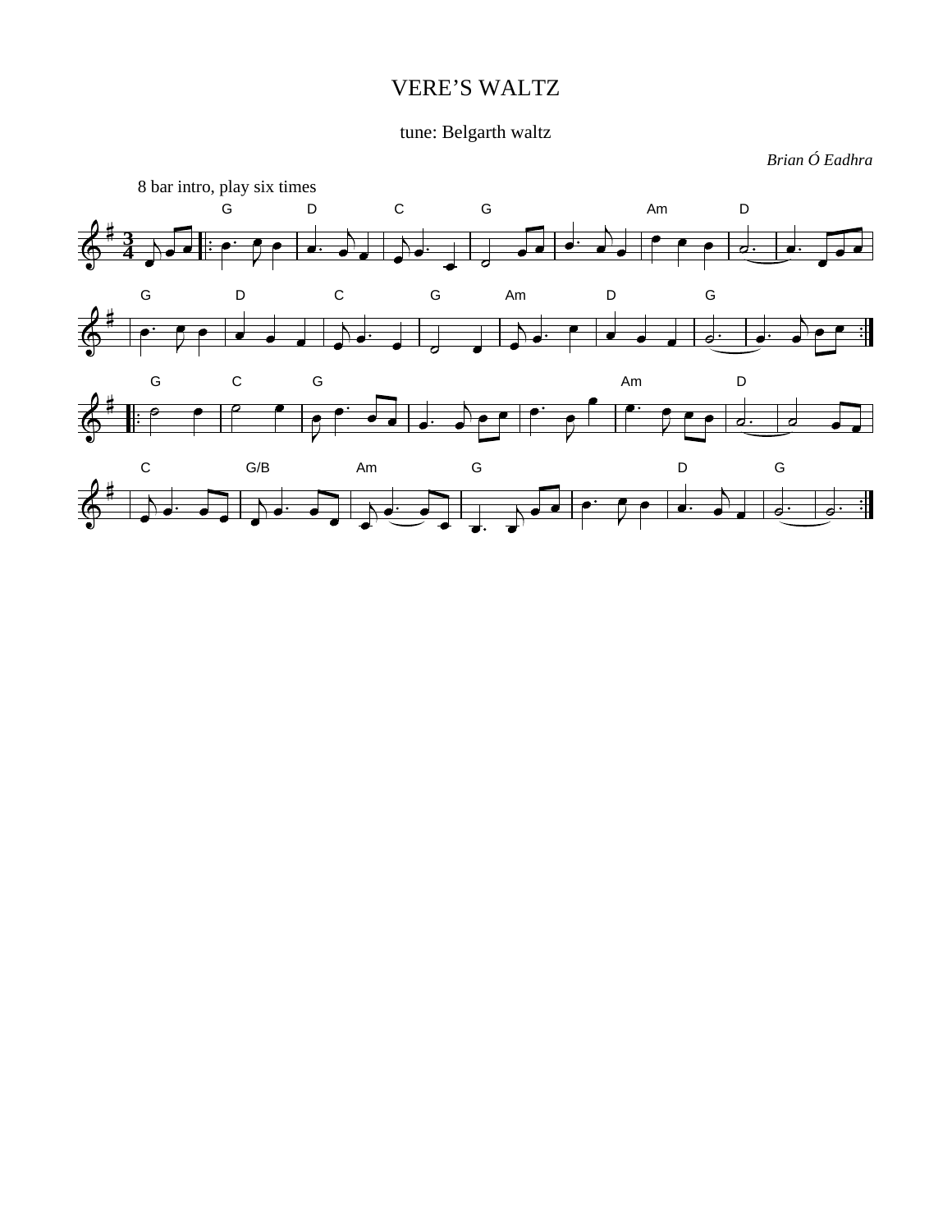# VERE'S WALTZ

tune: Belgarth waltz

*Brian Ó Eadhra*

8 bar intro, play six times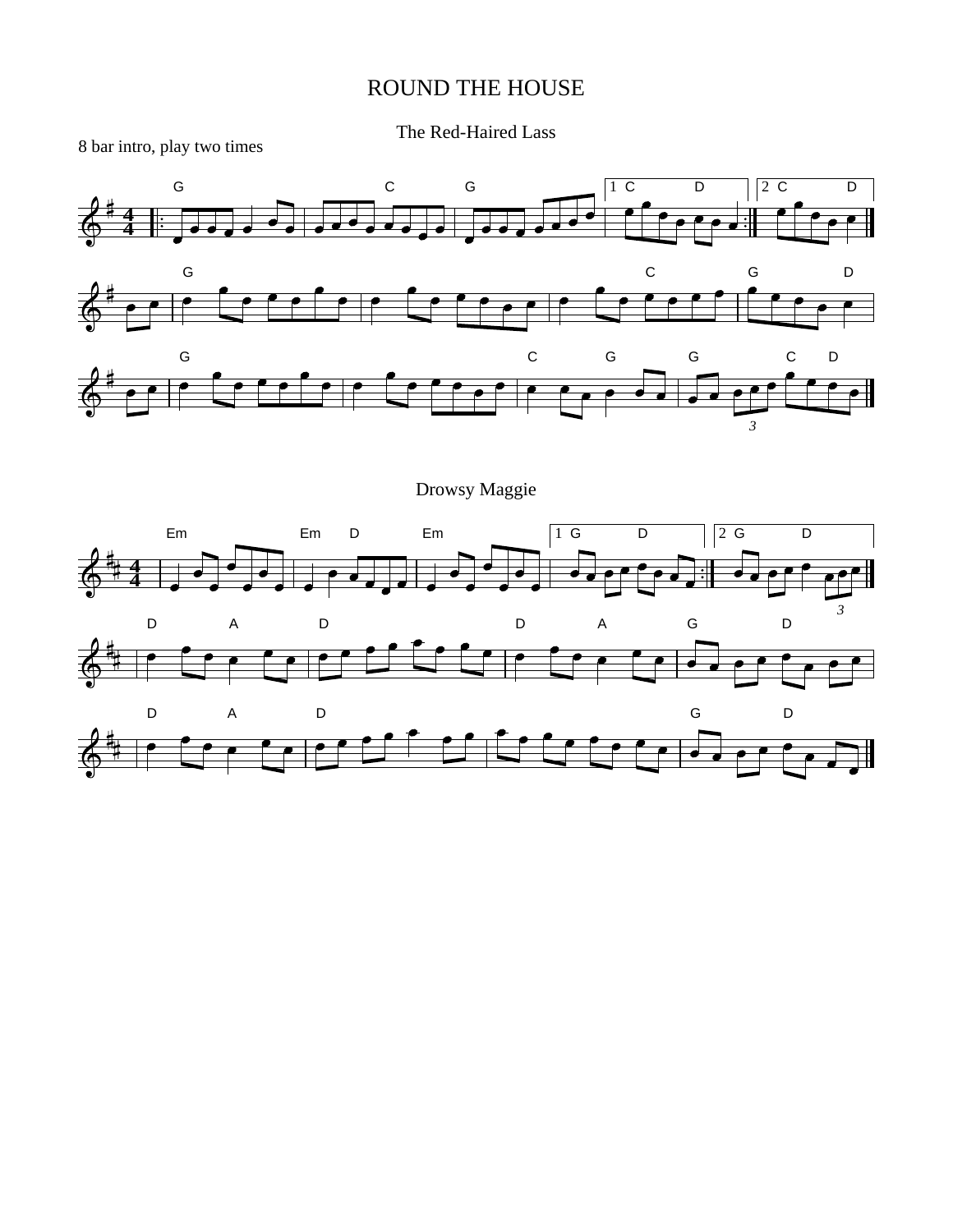# ROUND THE HOUSE

## The Red-Haired Lass

8 bar intro, play two times

## Drowsy Maggie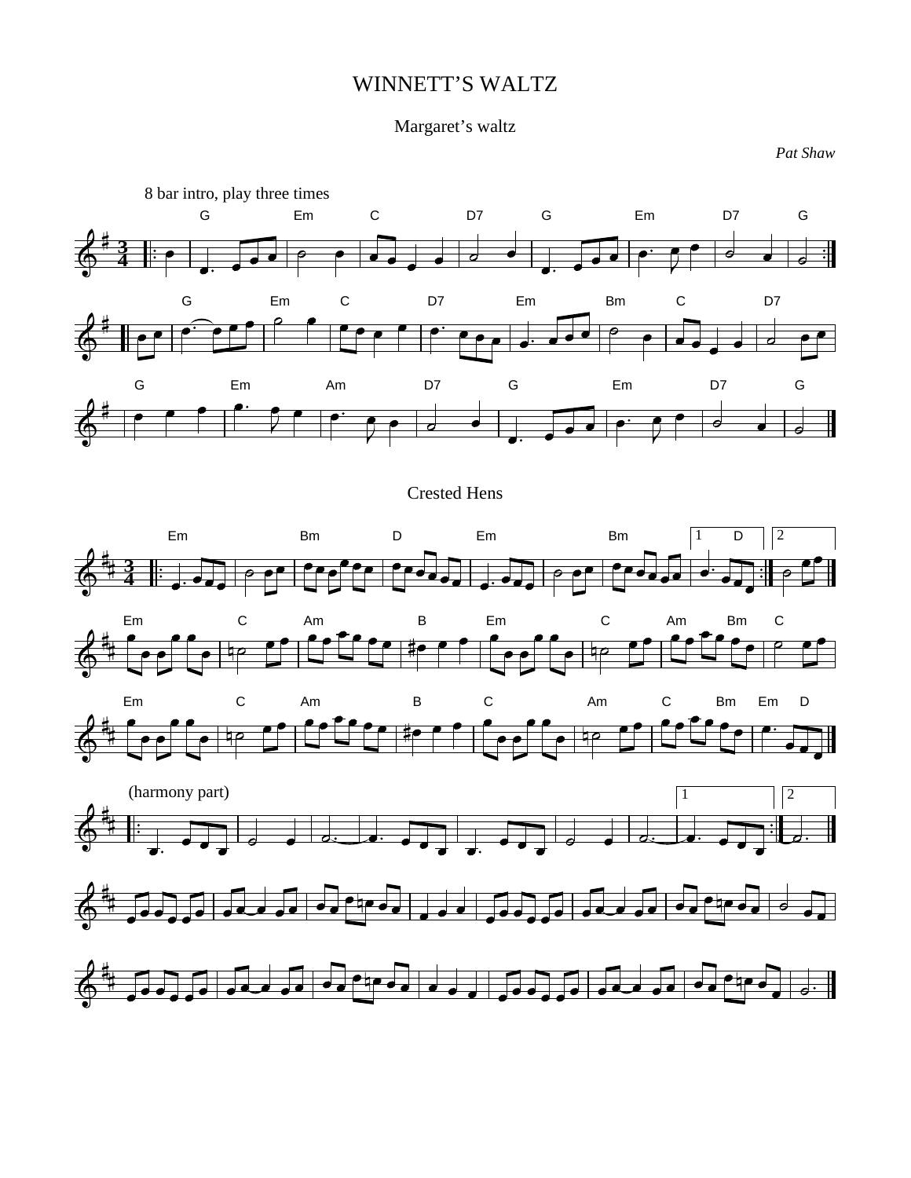# WINNETT'S WALTZ

## Margaret's waltz

*Pat Shaw*

8 bar intro, play three times

## Crested Hens

(harmony part)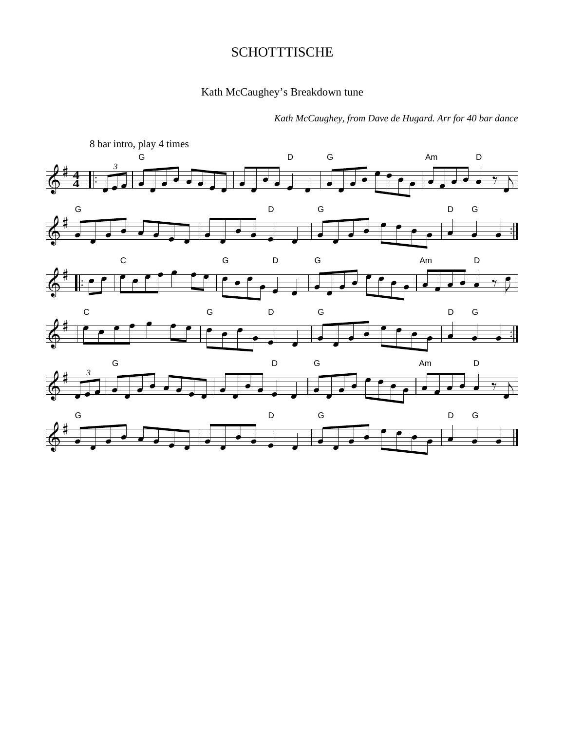# SCHOTTTISCHE

## Kath McCaughey's Breakdown tune

*Kath McCaughey, from Dave de Hugard. Arr for 40 bar dance*

8 bar intro, play 4 times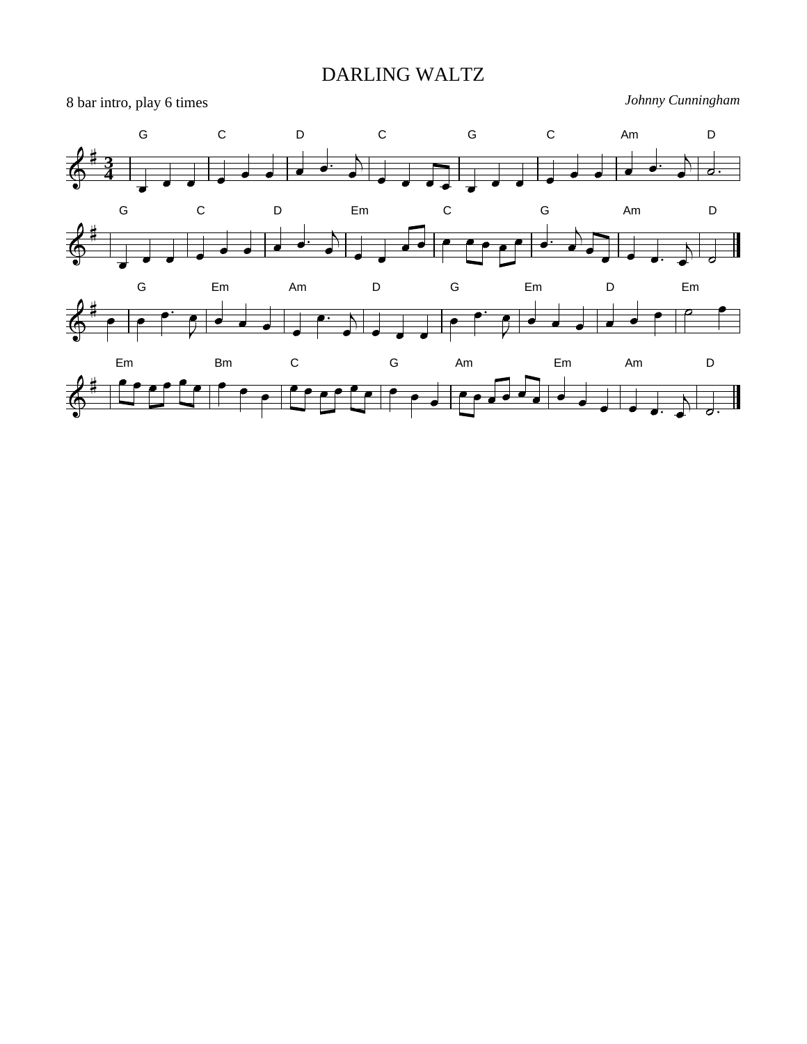# DARLING WALTZ

8 bar intro, play 6 times

*Johnny Cunningham*